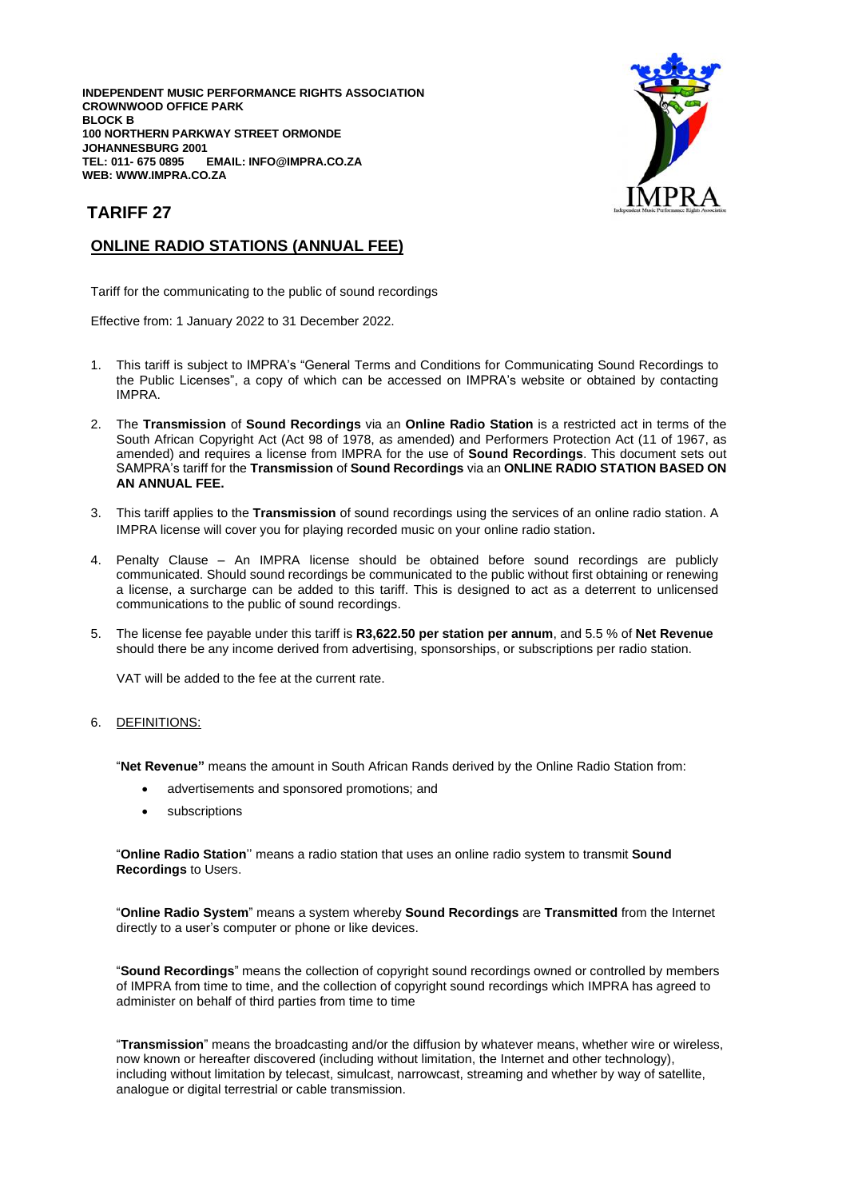**INDEPENDENT MUSIC PERFORMANCE RIGHTS ASSOCIATION**
**CROWNWOOD OFFICE PARK**
**BLOCK B**
**100 NORTHERN PARKWAY STREET ORMONDE**
**JOHANNESBURG 2001**
**TEL: 011- 675 0895 EMAIL: INFO@IMPRA.CO.ZA**
**WEB: WWW.IMPRA.CO.ZA**

# TARIFF 27

## ONLINE RADIO STATIONS (ANNUAL FEE)

Tariff for the communicating to the public of sound recordings

Effective from: 1 January 2022 to 31 December 2022.

1. This tariff is subject to IMPRA's "General Terms and Conditions for Communicating Sound Recordings to the Public Licenses", a copy of which can be accessed on IMPRA's website or obtained by contacting IMPRA.

2. The **Transmission** of **Sound Recordings** via an **Online Radio Station** is a restricted act in terms of the South African Copyright Act (Act 98 of 1978, as amended) and Performers Protection Act (11 of 1967, as amended) and requires a license from IMPRA for the use of **Sound Recordings**. This document sets out SAMPRA's tariff for the **Transmission** of **Sound Recordings** via an **ONLINE RADIO STATION BASED ON AN ANNUAL FEE.**

3. This tariff applies to the **Transmission** of sound recordings using the services of an online radio station. A IMPRA license will cover you for playing recorded music on your online radio station.

4. Penalty Clause – An IMPRA license should be obtained before sound recordings are publicly communicated. Should sound recordings be communicated to the public without first obtaining or renewing a license, a surcharge can be added to this tariff. This is designed to act as a deterrent to unlicensed communications to the public of sound recordings.

5. The license fee payable under this tariff is **R3,622.50 per station per annum**, and 5.5 % of **Net Revenue** should there be any income derived from advertising, sponsorships, or subscriptions per radio station.

   VAT will be added to the fee at the current rate.

6. DEFINITIONS:

   "**Net Revenue"** means the amount in South African Rands derived by the Online Radio Station from:

   - advertisements and sponsored promotions; and
   - subscriptions

   "**Online Radio Station**'' means a radio station that uses an online radio system to transmit **Sound Recordings** to Users.

   "**Online Radio System**" means a system whereby **Sound Recordings** are **Transmitted** from the Internet directly to a user's computer or phone or like devices.

   "**Sound Recordings**" means the collection of copyright sound recordings owned or controlled by members of IMPRA from time to time, and the collection of copyright sound recordings which IMPRA has agreed to administer on behalf of third parties from time to time

   "**Transmission**" means the broadcasting and/or the diffusion by whatever means, whether wire or wireless, now known or hereafter discovered (including without limitation, the Internet and other technology), including without limitation by telecast, simulcast, narrowcast, streaming and whether by way of satellite, analogue or digital terrestrial or cable transmission.